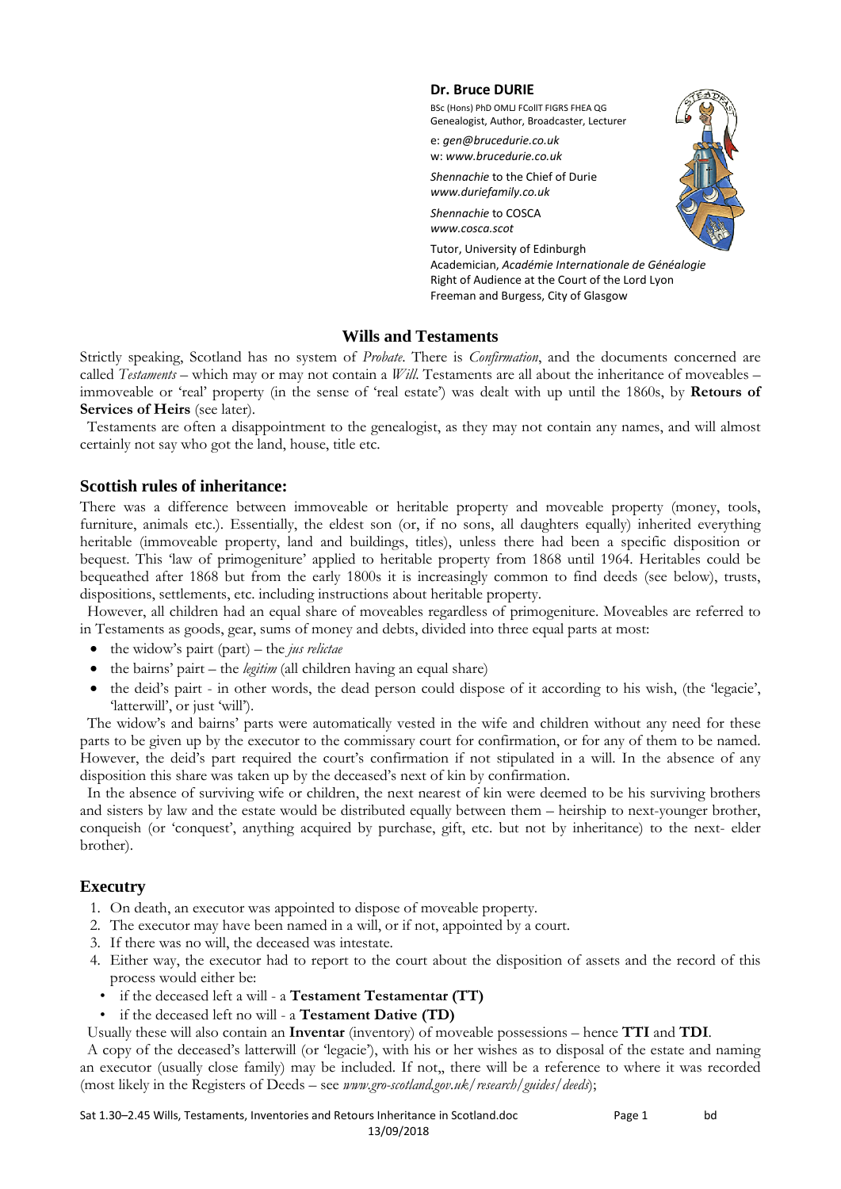**Dr. Bruce DURIE**

BSc (Hons) PhD OMLJ FCollT FIGRS FHEA QG
Genealogist, Author, Broadcaster, Lecturer

e: *gen@brucedurie.co.uk*
w: *www.brucedurie.co.uk*

*Shennachie* to the Chief of Durie
*www.duriefamily.co.uk*

*Shennachie* to COSCA
*www.cosca.scot*

Tutor, University of Edinburgh
Academician, *Académie Internationale de Généalogie*
Right of Audience at the Court of the Lord Lyon
Freeman and Burgess, City of Glasgow

# Wills and Testaments

Strictly speaking, Scotland has no system of *Probate*. There is *Confirmation*, and the documents concerned are called *Testaments* – which may or may not contain a *Will*. Testaments are all about the inheritance of moveables – immoveable or 'real' property (in the sense of 'real estate') was dealt with up until the 1860s, by **Retours of Services of Heirs** (see later).

Testaments are often a disappointment to the genealogist, as they may not contain any names, and will almost certainly not say who got the land, house, title etc.

## Scottish rules of inheritance:

There was a difference between immoveable or heritable property and moveable property (money, tools, furniture, animals etc.). Essentially, the eldest son (or, if no sons, all daughters equally) inherited everything heritable (immoveable property, land and buildings, titles), unless there had been a specific disposition or bequest. This 'law of primogeniture' applied to heritable property from 1868 until 1964. Heritables could be bequeathed after 1868 but from the early 1800s it is increasingly common to find deeds (see below), trusts, dispositions, settlements, etc. including instructions about heritable property.

However, all children had an equal share of moveables regardless of primogeniture. Moveables are referred to in Testaments as goods, gear, sums of money and debts, divided into three equal parts at most:

- the widow's pairt (part) – the *jus relictae*
- the bairns' pairt – the *legitim* (all children having an equal share)
- the deid's pairt - in other words, the dead person could dispose of it according to his wish, (the 'legacie', 'latterwill', or just 'will').

The widow's and bairns' parts were automatically vested in the wife and children without any need for these parts to be given up by the executor to the commissary court for confirmation, or for any of them to be named. However, the deid's part required the court's confirmation if not stipulated in a will. In the absence of any disposition this share was taken up by the deceased's next of kin by confirmation.

In the absence of surviving wife or children, the next nearest of kin were deemed to be his surviving brothers and sisters by law and the estate would be distributed equally between them – heirship to next-younger brother, conqueish (or 'conquest', anything acquired by purchase, gift, etc. but not by inheritance) to the next- elder brother).

## Executry

1. On death, an executor was appointed to dispose of moveable property.
2. The executor may have been named in a will, or if not, appointed by a court.
3. If there was no will, the deceased was intestate.
4. Either way, the executor had to report to the court about the disposition of assets and the record of this process would either be:
   - if the deceased left a will - a **Testament Testamentar (TT)**
   - if the deceased left no will - a **Testament Dative (TD)**

Usually these will also contain an **Inventar** (inventory) of moveable possessions – hence **TTI** and **TDI**.

A copy of the deceased's latterwill (or 'legacie'), with his or her wishes as to disposal of the estate and naming an executor (usually close family) may be included. If not,, there will be a reference to where it was recorded (most likely in the Registers of Deeds – see *www.gro-scotland.gov.uk/research/guides/deeds*);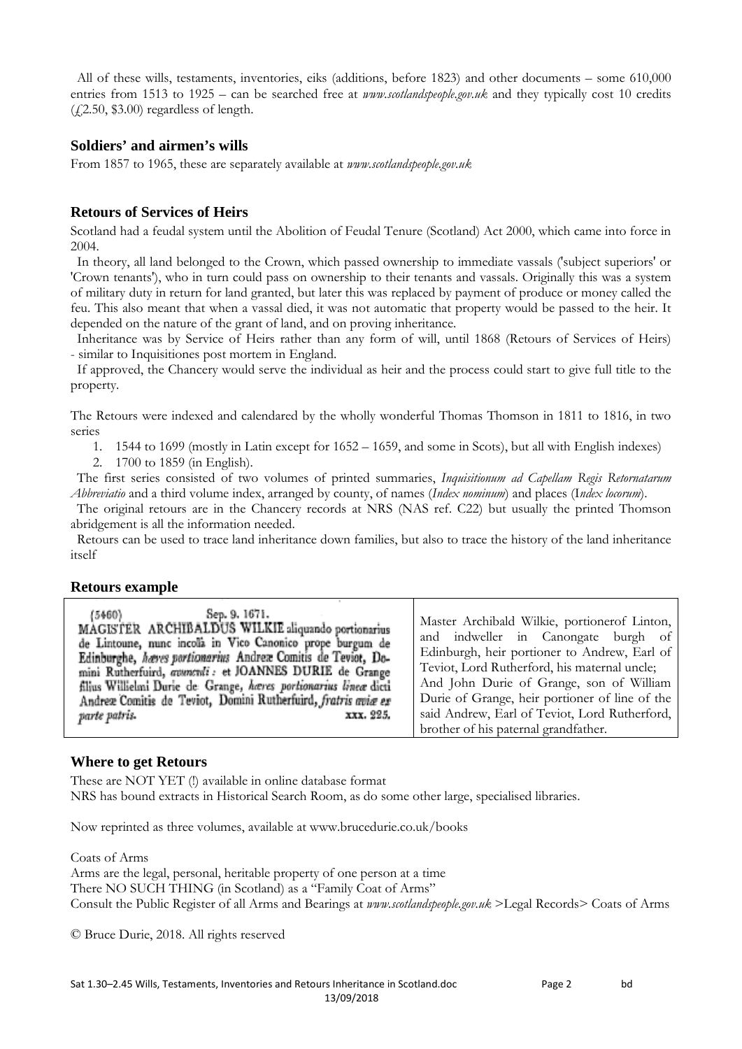All of these wills, testaments, inventories, eiks (additions, before 1823) and other documents – some 610,000 entries from 1513 to 1925 – can be searched free at *www.scotlandspeople.gov.uk* and they typically cost 10 credits (£2.50, $3.00) regardless of length.

## Soldiers' and airmen's wills

From 1857 to 1965, these are separately available at *www.scotlandspeople.gov.uk*

## Retours of Services of Heirs

Scotland had a feudal system until the Abolition of Feudal Tenure (Scotland) Act 2000, which came into force in 2004.

In theory, all land belonged to the Crown, which passed ownership to immediate vassals ('subject superiors' or 'Crown tenants'), who in turn could pass on ownership to their tenants and vassals. Originally this was a system of military duty in return for land granted, but later this was replaced by payment of produce or money called the feu. This also meant that when a vassal died, it was not automatic that property would be passed to the heir. It depended on the nature of the grant of land, and on proving inheritance.

Inheritance was by Service of Heirs rather than any form of will, until 1868 (Retours of Services of Heirs) - similar to Inquisitiones post mortem in England.

If approved, the Chancery would serve the individual as heir and the process could start to give full title to the property.

The Retours were indexed and calendared by the wholly wonderful Thomas Thomson in 1811 to 1816, in two series

1. 1544 to 1699 (mostly in Latin except for 1652 – 1659, and some in Scots), but all with English indexes)
2. 1700 to 1859 (in English).

The first series consisted of two volumes of printed summaries, *Inquisitionum ad Capellam Regis Retornatarum Abbreviatio* and a third volume index, arranged by county, of names (*Index nominum*) and places (*Index locorum*).

The original retours are in the Chancery records at NRS (NAS ref. C22) but usually the printed Thomson abridgement is all the information needed.

Retours can be used to trace land inheritance down families, but also to trace the history of the land inheritance itself

## Retours example

| | |
|---|---|
| (5460) Sep. 9. 1671. MAGISTER ARCHIBALDUS WILKIE aliquando portionarius de Lintoune, nunc incola in Vico Canonico prope burgum de Edinburghe, *hæres portionarius* Andreæ Comitis de Teviot, Domini Rutherfuird, *avunculi*: et JOANNES DURIE de Grange filius Willielmi Durie de Grange, *hæres portionarius lineæ* dicti Andreæ Comitis de Teviot, Domini Rutherfuird, *fratris aviæ ex parte patris.* xxx. 225. | Master Archibald Wilkie, portionerof Linton, and indweller in Canongate burgh of Edinburgh, heir portioner to Andrew, Earl of Teviot, Lord Rutherford, his maternal uncle; And John Durie of Grange, son of William Durie of Grange, heir portioner of line of the said Andrew, Earl of Teviot, Lord Rutherford, brother of his paternal grandfather. |

## Where to get Retours

These are NOT YET (!) available in online database format
NRS has bound extracts in Historical Search Room, as do some other large, specialised libraries.

Now reprinted as three volumes, available at www.brucedurie.co.uk/books

Coats of Arms
Arms are the legal, personal, heritable property of one person at a time
There NO SUCH THING (in Scotland) as a "Family Coat of Arms"
Consult the Public Register of all Arms and Bearings at *www.scotlandspeople.gov.uk* >Legal Records> Coats of Arms

© Bruce Durie, 2018. All rights reserved